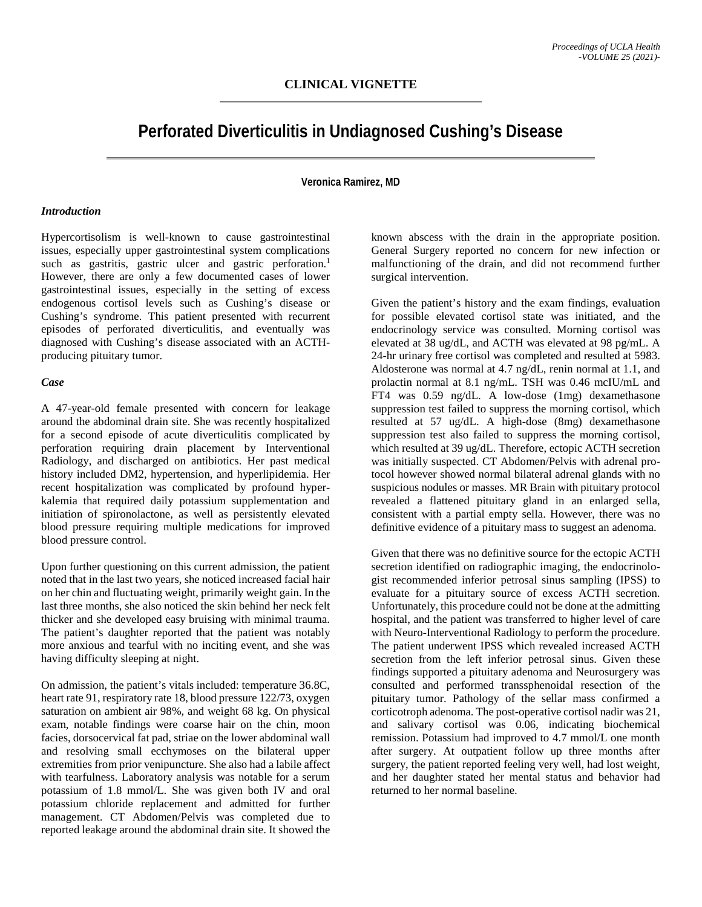**CLINICAL VIGNETTE**

# Perforated Diverticulitis in Undiagnosed Cushing's Disease

**Veronica Ramirez, MD**

### *Introduction*

Hypercortisolism is well-known to cause gastrointestinal issues, especially upper gastrointestinal system complications such as gastritis, gastric ulcer and gastric perforation.[1] However, there are only a few documented cases of lower gastrointestinal issues, especially in the setting of excess endogenous cortisol levels such as Cushing's disease or Cushing's syndrome. This patient presented with recurrent episodes of perforated diverticulitis, and eventually was diagnosed with Cushing's disease associated with an ACTH-producing pituitary tumor.

### *Case*

A 47-year-old female presented with concern for leakage around the abdominal drain site. She was recently hospitalized for a second episode of acute diverticulitis complicated by perforation requiring drain placement by Interventional Radiology, and discharged on antibiotics. Her past medical history included DM2, hypertension, and hyperlipidemia. Her recent hospitalization was complicated by profound hyperkalemia that required daily potassium supplementation and initiation of spironolactone, as well as persistently elevated blood pressure requiring multiple medications for improved blood pressure control.

Upon further questioning on this current admission, the patient noted that in the last two years, she noticed increased facial hair on her chin and fluctuating weight, primarily weight gain. In the last three months, she also noticed the skin behind her neck felt thicker and she developed easy bruising with minimal trauma. The patient's daughter reported that the patient was notably more anxious and tearful with no inciting event, and she was having difficulty sleeping at night.

On admission, the patient's vitals included: temperature 36.8C, heart rate 91, respiratory rate 18, blood pressure 122/73, oxygen saturation on ambient air 98%, and weight 68 kg. On physical exam, notable findings were coarse hair on the chin, moon facies, dorsocervical fat pad, striae on the lower abdominal wall and resolving small ecchymoses on the bilateral upper extremities from prior venipuncture. She also had a labile affect with tearfulness. Laboratory analysis was notable for a serum potassium of 1.8 mmol/L. She was given both IV and oral potassium chloride replacement and admitted for further management. CT Abdomen/Pelvis was completed due to reported leakage around the abdominal drain site. It showed the known abscess with the drain in the appropriate position. General Surgery reported no concern for new infection or malfunctioning of the drain, and did not recommend further surgical intervention.

Given the patient's history and the exam findings, evaluation for possible elevated cortisol state was initiated, and the endocrinology service was consulted. Morning cortisol was elevated at 38 ug/dL, and ACTH was elevated at 98 pg/mL. A 24-hr urinary free cortisol was completed and resulted at 5983. Aldosterone was normal at 4.7 ng/dL, renin normal at 1.1, and prolactin normal at 8.1 ng/mL. TSH was 0.46 mcIU/mL and FT4 was 0.59 ng/dL. A low-dose (1mg) dexamethasone suppression test failed to suppress the morning cortisol, which resulted at 57 ug/dL. A high-dose (8mg) dexamethasone suppression test also failed to suppress the morning cortisol, which resulted at 39 ug/dL. Therefore, ectopic ACTH secretion was initially suspected. CT Abdomen/Pelvis with adrenal protocol however showed normal bilateral adrenal glands with no suspicious nodules or masses. MR Brain with pituitary protocol revealed a flattened pituitary gland in an enlarged sella, consistent with a partial empty sella. However, there was no definitive evidence of a pituitary mass to suggest an adenoma.

Given that there was no definitive source for the ectopic ACTH secretion identified on radiographic imaging, the endocrinologist recommended inferior petrosal sinus sampling (IPSS) to evaluate for a pituitary source of excess ACTH secretion. Unfortunately, this procedure could not be done at the admitting hospital, and the patient was transferred to higher level of care with Neuro-Interventional Radiology to perform the procedure. The patient underwent IPSS which revealed increased ACTH secretion from the left inferior petrosal sinus. Given these findings supported a pituitary adenoma and Neurosurgery was consulted and performed transsphenoidal resection of the pituitary tumor. Pathology of the sellar mass confirmed a corticotroph adenoma. The post-operative cortisol nadir was 21, and salivary cortisol was 0.06, indicating biochemical remission. Potassium had improved to 4.7 mmol/L one month after surgery. At outpatient follow up three months after surgery, the patient reported feeling very well, had lost weight, and her daughter stated her mental status and behavior had returned to her normal baseline.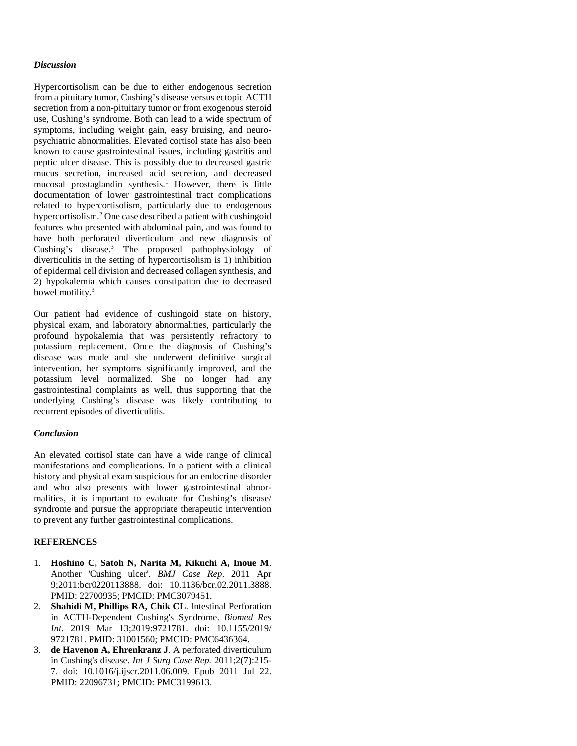### *Discussion*

Hypercortisolism can be due to either endogenous secretion from a pituitary tumor, Cushing's disease versus ectopic ACTH secretion from a non-pituitary tumor or from exogenous steroid use, Cushing's syndrome. Both can lead to a wide spectrum of symptoms, including weight gain, easy bruising, and neuropsychiatric abnormalities. Elevated cortisol state has also been known to cause gastrointestinal issues, including gastritis and peptic ulcer disease. This is possibly due to decreased gastric mucus secretion, increased acid secretion, and decreased mucosal prostaglandin synthesis.[1] However, there is little documentation of lower gastrointestinal tract complications related to hypercortisolism, particularly due to endogenous hypercortisolism.[2] One case described a patient with cushingoid features who presented with abdominal pain, and was found to have both perforated diverticulum and new diagnosis of Cushing's disease.[3] The proposed pathophysiology of diverticulitis in the setting of hypercortisolism is 1) inhibition of epidermal cell division and decreased collagen synthesis, and 2) hypokalemia which causes constipation due to decreased bowel motility.[3]

Our patient had evidence of cushingoid state on history, physical exam, and laboratory abnormalities, particularly the profound hypokalemia that was persistently refractory to potassium replacement. Once the diagnosis of Cushing's disease was made and she underwent definitive surgical intervention, her symptoms significantly improved, and the potassium level normalized. She no longer had any gastrointestinal complaints as well, thus supporting that the underlying Cushing's disease was likely contributing to recurrent episodes of diverticulitis.

### *Conclusion*

An elevated cortisol state can have a wide range of clinical manifestations and complications. In a patient with a clinical history and physical exam suspicious for an endocrine disorder and who also presents with lower gastrointestinal abnormalities, it is important to evaluate for Cushing's disease/ syndrome and pursue the appropriate therapeutic intervention to prevent any further gastrointestinal complications.

## REFERENCES

1. **Hoshino C, Satoh N, Narita M, Kikuchi A, Inoue M**. Another 'Cushing ulcer'. *BMJ Case Rep*. 2011 Apr 9;2011:bcr0220113888. doi: 10.1136/bcr.02.2011.3888. PMID: 22700935; PMCID: PMC3079451.
2. **Shahidi M, Phillips RA, Chik CL**. Intestinal Perforation in ACTH-Dependent Cushing's Syndrome. *Biomed Res Int*. 2019 Mar 13;2019:9721781. doi: 10.1155/2019/9721781. PMID: 31001560; PMCID: PMC6436364.
3. **de Havenon A, Ehrenkranz J**. A perforated diverticulum in Cushing's disease. *Int J Surg Case Rep.* 2011;2(7):215-7. doi: 10.1016/j.ijscr.2011.06.009. Epub 2011 Jul 22. PMID: 22096731; PMCID: PMC3199613.